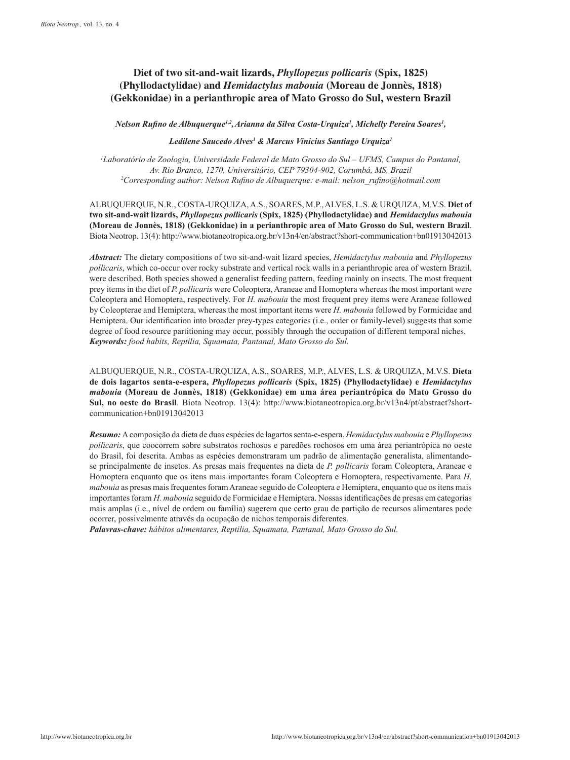# Diet of two sit-and-wait lizards, *Phyllopezus pollicaris* (Spix, 1825) (Phyllodactylidae) and *Hemidactylus mabouia* (Moreau de Jonnès, 1818) (Gekkonidae) in a perianthropic area of Mato Grosso do Sul, western Brazil

*Nelson Rufino de Albuquerque[1,2], Arianna da Silva Costa-Urquiza[1], Michelly Pereira Soares[1], Ledilene Saucedo Alves[1] & Marcus Vinícius Santiago Urquiza[1]*

*[1]Laboratório de Zoologia, Universidade Federal de Mato Grosso do Sul – UFMS, Campus do Pantanal, Av. Rio Branco, 1270, Universitário, CEP 79304-902, Corumbá, MS, Brazil*
*[2]Corresponding author: Nelson Rufino de Albuquerque: e-mail: nelson_rufino@hotmail.com*

ALBUQUERQUE, N.R., COSTA-URQUIZA, A.S., SOARES, M.P., ALVES, L.S. & URQUIZA, M.V.S. **Diet of two sit-and-wait lizards, *Phyllopezus pollicaris* (Spix, 1825) (Phyllodactylidae) and *Hemidactylus mabouia* (Moreau de Jonnès, 1818) (Gekkonidae) in a perianthropic area of Mato Grosso do Sul, western Brazil**. Biota Neotrop. 13(4): http://www.biotaneotropica.org.br/v13n4/en/abstract?short-communication+bn01913042013

***Abstract:*** The dietary compositions of two sit-and-wait lizard species, *Hemidactylus mabouia* and *Phyllopezus pollicaris*, which co-occur over rocky substrate and vertical rock walls in a perianthropic area of western Brazil, were described. Both species showed a generalist feeding pattern, feeding mainly on insects. The most frequent prey items in the diet of *P. pollicaris* were Coleoptera, Araneae and Homoptera whereas the most important were Coleoptera and Homoptera, respectively. For *H. mabouia* the most frequent prey items were Araneae followed by Coleopterae and Hemiptera, whereas the most important items were *H. mabouia* followed by Formicidae and Hemiptera. Our identification into broader prey-types categories (i.e., order or family-level) suggests that some degree of food resource partitioning may occur, possibly through the occupation of different temporal niches.
***Keywords:*** *food habits, Reptilia, Squamata, Pantanal, Mato Grosso do Sul.*

ALBUQUERQUE, N.R., COSTA-URQUIZA, A.S., SOARES, M.P., ALVES, L.S. & URQUIZA, M.V.S. **Dieta de dois lagartos senta-e-espera, *Phyllopezus pollicaris* (Spix, 1825) (Phyllodactylidae) e *Hemidactylus mabouia* (Moreau de Jonnès, 1818) (Gekkonidae) em uma área periantrópica do Mato Grosso do Sul, no oeste do Brasil**. Biota Neotrop. 13(4): http://www.biotaneotropica.org.br/v13n4/pt/abstract?short-communication+bn01913042013

***Resumo:*** A composição da dieta de duas espécies de lagartos senta-e-espera, *Hemidactylus mabouia* e *Phyllopezus pollicaris*, que coocorrem sobre substratos rochosos e paredões rochosos em uma área periantrópica no oeste do Brasil, foi descrita. Ambas as espécies demonstraram um padrão de alimentação generalista, alimentando-se principalmente de insetos. As presas mais frequentes na dieta de *P. pollicaris* foram Coleoptera, Araneae e Homoptera enquanto que os itens mais importantes foram Coleoptera e Homoptera, respectivamente. Para *H. mabouia* as presas mais frequentes foram Araneae seguido de Coleoptera e Hemiptera, enquanto que os itens mais importantes foram *H. mabouia* seguido de Formicidae e Hemiptera. Nossas identificações de presas em categorias mais amplas (i.e., nível de ordem ou família) sugerem que certo grau de partição de recursos alimentares pode ocorrer, possivelmente através da ocupação de nichos temporais diferentes.
***Palavras-chave:*** *hábitos alimentares, Reptilia, Squamata, Pantanal, Mato Grosso do Sul.*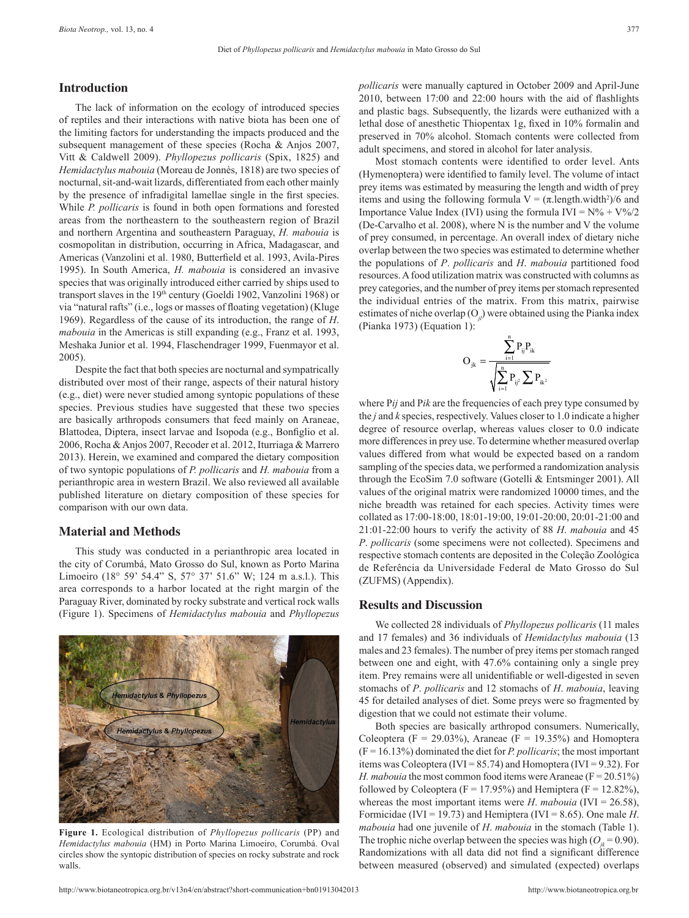## Introduction

The lack of information on the ecology of introduced species of reptiles and their interactions with native biota has been one of the limiting factors for understanding the impacts produced and the subsequent management of these species (Rocha & Anjos 2007, Vitt & Caldwell 2009). *Phyllopezus pollicaris* (Spix, 1825) and *Hemidactylus mabouia* (Moreau de Jonnès, 1818) are two species of nocturnal, sit-and-wait lizards, differentiated from each other mainly by the presence of infradigital lamellae single in the first species. While *P. pollicaris* is found in both open formations and forested areas from the northeastern to the southeastern region of Brazil and northern Argentina and southeastern Paraguay, *H. mabouia* is cosmopolitan in distribution, occurring in Africa, Madagascar, and Americas (Vanzolini et al. 1980, Butterfield et al. 1993, Avila-Pires 1995). In South America, *H. mabouia* is considered an invasive species that was originally introduced either carried by ships used to transport slaves in the 19th century (Goeldi 1902, Vanzolini 1968) or via "natural rafts" (i.e., logs or masses of floating vegetation) (Kluge 1969). Regardless of the cause of its introduction, the range of *H. mabouia* in the Americas is still expanding (e.g., Franz et al. 1993, Meshaka Junior et al. 1994, Flaschendrager 1999, Fuenmayor et al. 2005).

Despite the fact that both species are nocturnal and sympatrically distributed over most of their range, aspects of their natural history (e.g., diet) were never studied among syntopic populations of these species. Previous studies have suggested that these two species are basically arthropods consumers that feed mainly on Araneae, Blattodea, Diptera, insect larvae and Isopoda (e.g., Bonfiglio et al. 2006, Rocha & Anjos 2007, Recoder et al. 2012, Iturriaga & Marrero 2013). Herein, we examined and compared the dietary composition of two syntopic populations of *P. pollicaris* and *H. mabouia* from a perianthropic area in western Brazil. We also reviewed all available published literature on dietary composition of these species for comparison with our own data.

## Material and Methods

This study was conducted in a perianthropic area located in the city of Corumbá, Mato Grosso do Sul, known as Porto Marina Limoeiro (18° 59' 54.4" S, 57° 37' 51.6" W; 124 m a.s.l.). This area corresponds to a harbor located at the right margin of the Paraguay River, dominated by rocky substrate and vertical rock walls (Figure 1). Specimens of *Hemidactylus mabouia* and *Phyllopezus pollicaris* were manually captured in October 2009 and April-June 2010, between 17:00 and 22:00 hours with the aid of flashlights and plastic bags. Subsequently, the lizards were euthanized with a lethal dose of anesthetic Thiopentax 1g, fixed in 10% formalin and preserved in 70% alcohol. Stomach contents were collected from adult specimens, and stored in alcohol for later analysis.

**Figure 1.** Ecological distribution of *Phyllopezus pollicaris* (PP) and *Hemidactylus mabouia* (HM) in Porto Marina Limoeiro, Corumbá. Oval circles show the syntopic distribution of species on rocky substrate and rock walls.

Most stomach contents were identified to order level. Ants (Hymenoptera) were identified to family level. The volume of intact prey items was estimated by measuring the length and width of prey items and using the following formula $V = (\pi.\text{length}.\text{width}^2)/6$ and Importance Value Index (IVI) using the formula $IVI = N\% + V\%/2$ (De-Carvalho et al. 2008), where N is the number and V the volume of prey consumed, in percentage. An overall index of dietary niche overlap between the two species was estimated to determine whether the populations of *P. pollicaris* and *H. mabouia* partitioned food resources. A food utilization matrix was constructed with columns as prey categories, and the number of prey items per stomach represented the individual entries of the matrix. From this matrix, pairwise estimates of niche overlap ($O_{jk}$) were obtained using the Pianka index (Pianka 1973) (Equation 1):

$$O_{jk} = \frac{\sum_{i=1}^{n} P_{ij}P_{ik}}{\sqrt{\sum_{i=1}^{n} P_{ij}^2 \sum P_{ik}^2}}$$

where $P_{ij}$ and $P_{ik}$ are the frequencies of each prey type consumed by the $j$ and $k$ species, respectively. Values closer to 1.0 indicate a higher degree of resource overlap, whereas values closer to 0.0 indicate more differences in prey use. To determine whether measured overlap values differed from what would be expected based on a random sampling of the species data, we performed a randomization analysis through the EcoSim 7.0 software (Gotelli & Entsminger 2001). All values of the original matrix were randomized 10000 times, and the niche breadth was retained for each species. Activity times were collated as 17:00-18:00, 18:01-19:00, 19:01-20:00, 20:01-21:00 and 21:01-22:00 hours to verify the activity of 88 *H. mabouia* and 45 *P. pollicaris* (some specimens were not collected). Specimens and respective stomach contents are deposited in the Coleção Zoológica de Referência da Universidade Federal de Mato Grosso do Sul (ZUFMS) (Appendix).

## Results and Discussion

We collected 28 individuals of *Phyllopezus pollicaris* (11 males and 17 females) and 36 individuals of *Hemidactylus mabouia* (13 males and 23 females). The number of prey items per stomach ranged between one and eight, with 47.6% containing only a single prey item. Prey remains were all unidentifiable or well-digested in seven stomachs of *P. pollicaris* and 12 stomachs of *H. mabouia*, leaving 45 for detailed analyses of diet. Some preys were so fragmented by digestion that we could not estimate their volume.

Both species are basically arthropod consumers. Numerically, Coleoptera ($F = 29.03\%$), Araneae ($F = 19.35\%$) and Homoptera ($F = 16.13\%$) dominated the diet for *P. pollicaris*; the most important items was Coleoptera ($IVI = 85.74$) and Homoptera ($IVI = 9.32$). For *H. mabouia* the most common food items were Araneae ($F = 20.51\%$) followed by Coleoptera ($F = 17.95\%$) and Hemiptera ($F = 12.82\%$), whereas the most important items were *H. mabouia* ($IVI = 26.58$), Formicidae ($IVI = 19.73$) and Hemiptera ($IVI = 8.65$). One male *H. mabouia* had one juvenile of *H. mabouia* in the stomach (Table 1). The trophic niche overlap between the species was high ($O_{jk} = 0.90$). Randomizations with all data did not find a significant difference between measured (observed) and simulated (expected) overlaps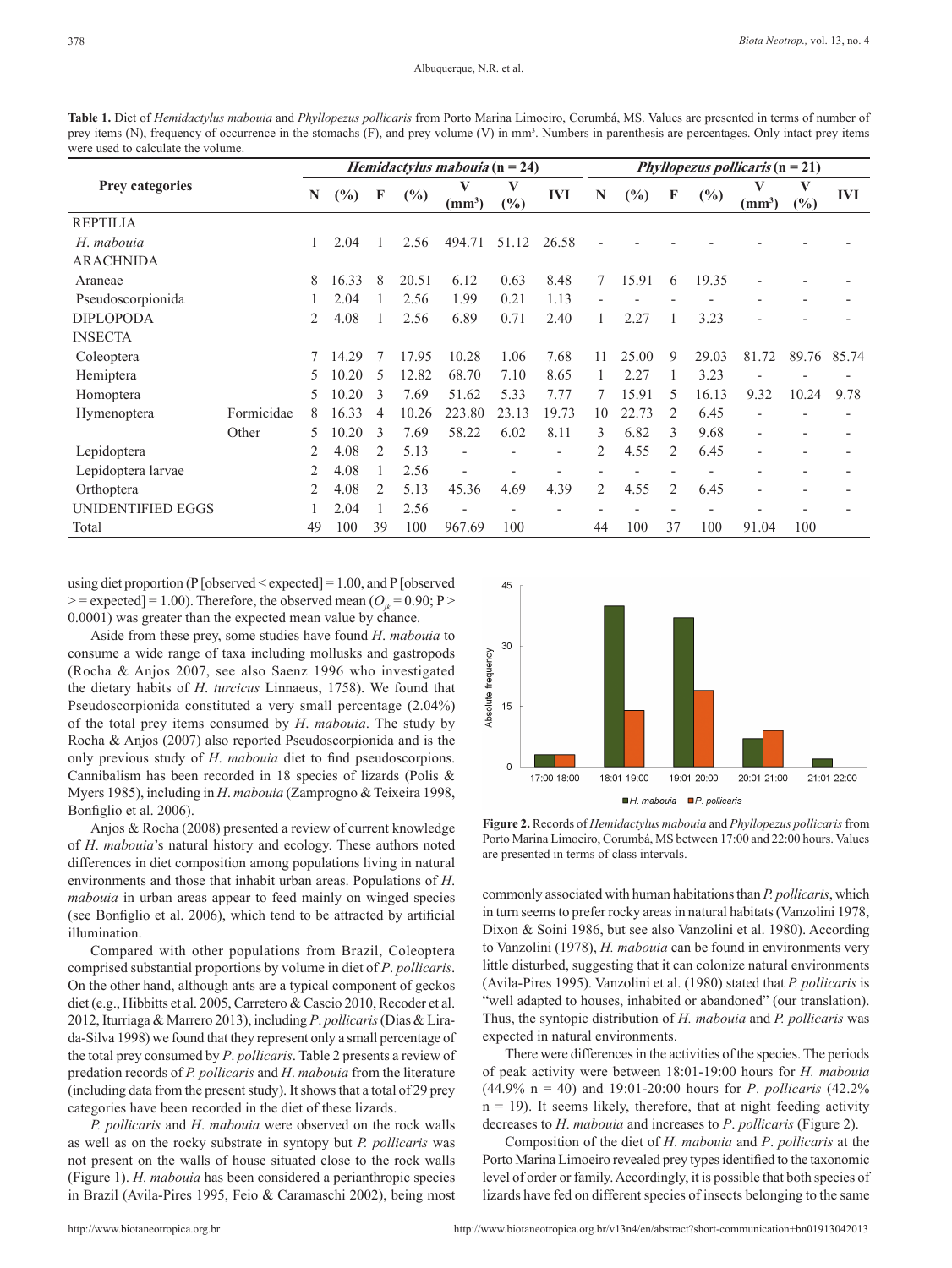**Table 1.** Diet of *Hemidactylus mabouia* and *Phyllopezus pollicaris* from Porto Marina Limoeiro, Corumbá, MS. Values are presented in terms of number of prey items (N), frequency of occurrence in the stomachs (F), and prey volume (V) in mm³. Numbers in parenthesis are percentages. Only intact prey items were used to calculate the volume.

| Prey categories | | ***Hemidactylus mabouia* (n = 24)** | | | | | | | ***Phyllopezus pollicaris* (n = 21)** | | | | | | |
|---|---|---|---|---|---|---|---|---|---|---|---|---|---|---|---|
| | | N | (%) | F | (%) | V (mm³) | V (%) | IVI | N | (%) | F | (%) | V (mm³) | V (%) | IVI |
| REPTILIA | | | | | | | | | | | | | | | |
| *H. mabouia* | | 1 | 2.04 | 1 | 2.56 | 494.71 | 51.12 | 26.58 | - | - | - | - | - | - | - |
| ARACHNIDA | | | | | | | | | | | | | | | |
| Araneae | | 8 | 16.33 | 8 | 20.51 | 6.12 | 0.63 | 8.48 | 7 | 15.91 | 6 | 19.35 | - | - | - |
| Pseudoscorpionida | | 1 | 2.04 | 1 | 2.56 | 1.99 | 0.21 | 1.13 | - | - | - | - | - | - | - |
| DIPLOPODA | | 2 | 4.08 | 1 | 2.56 | 6.89 | 0.71 | 2.40 | 1 | 2.27 | 1 | 3.23 | - | - | - |
| INSECTA | | | | | | | | | | | | | | | |
| Coleoptera | | 7 | 14.29 | 7 | 17.95 | 10.28 | 1.06 | 7.68 | 11 | 25.00 | 9 | 29.03 | 81.72 | 89.76 | 85.74 |
| Hemiptera | | 5 | 10.20 | 5 | 12.82 | 68.70 | 7.10 | 8.65 | 1 | 2.27 | 1 | 3.23 | - | - | - |
| Homoptera | | 5 | 10.20 | 3 | 7.69 | 51.62 | 5.33 | 7.77 | 7 | 15.91 | 5 | 16.13 | 9.32 | 10.24 | 9.78 |
| Hymenoptera | Formicidae | 8 | 16.33 | 4 | 10.26 | 223.80 | 23.13 | 19.73 | 10 | 22.73 | 2 | 6.45 | - | - | - |
| | Other | 5 | 10.20 | 3 | 7.69 | 58.22 | 6.02 | 8.11 | 3 | 6.82 | 3 | 9.68 | - | - | - |
| Lepidoptera | | 2 | 4.08 | 2 | 5.13 | - | - | - | 2 | 4.55 | 2 | 6.45 | - | - | - |
| Lepidoptera larvae | | 2 | 4.08 | 1 | 2.56 | - | - | - | - | - | - | - | - | - | - |
| Orthoptera | | 2 | 4.08 | 2 | 5.13 | 45.36 | 4.69 | 4.39 | 2 | 4.55 | 2 | 6.45 | - | - | - |
| UNIDENTIFIED EGGS | | 1 | 2.04 | 1 | 2.56 | - | - | - | - | - | - | - | - | - | - |
| Total | | 49 | 100 | 39 | 100 | 967.69 | 100 | | 44 | 100 | 37 | 100 | 91.04 | 100 | |

using diet proportion (P [observed < expected] = 1.00, and P [observed >= expected] = 1.00). Therefore, the observed mean ($O_{jk}$ = 0.90; P > 0.0001) was greater than the expected mean value by chance.

Aside from these prey, some studies have found *H. mabouia* to consume a wide range of taxa including mollusks and gastropods (Rocha & Anjos 2007, see also Saenz 1996 who investigated the dietary habits of *H. turcicus* Linnaeus, 1758). We found that Pseudoscorpionida constituted a very small percentage (2.04%) of the total prey items consumed by *H. mabouia*. The study by Rocha & Anjos (2007) also reported Pseudoscorpionida and is the only previous study of *H. mabouia* diet to find pseudoscorpions. Cannibalism has been recorded in 18 species of lizards (Polis & Myers 1985), including in *H. mabouia* (Zamprogno & Teixeira 1998, Bonfiglio et al. 2006).

Anjos & Rocha (2008) presented a review of current knowledge of *H. mabouia*'s natural history and ecology. These authors noted differences in diet composition among populations living in natural environments and those that inhabit urban areas. Populations of *H. mabouia* in urban areas appear to feed mainly on winged species (see Bonfiglio et al. 2006), which tend to be attracted by artificial illumination.

Compared with other populations from Brazil, Coleoptera comprised substantial proportions by volume in diet of *P. pollicaris*. On the other hand, although ants are a typical component of geckos diet (e.g., Hibbitts et al. 2005, Carretero & Cascio 2010, Recoder et al. 2012, Iturriaga & Marrero 2013), including *P. pollicaris* (Dias & Lirada-Silva 1998) we found that they represent only a small percentage of the total prey consumed by *P. pollicaris*. Table 2 presents a review of predation records of *P. pollicaris* and *H. mabouia* from the literature (including data from the present study). It shows that a total of 29 prey categories have been recorded in the diet of these lizards.

*P. pollicaris* and *H. mabouia* were observed on the rock walls as well as on the rocky substrate in syntopy but *P. pollicaris* was not present on the walls of house situated close to the rock walls (Figure 1). *H. mabouia* has been considered a perianthropic species in Brazil (Avila-Pires 1995, Feio & Caramaschi 2002), being most commonly associated with human habitations than *P. pollicaris*, which in turn seems to prefer rocky areas in natural habitats (Vanzolini 1978, Dixon & Soini 1986, but see also Vanzolini et al. 1980). According to Vanzolini (1978), *H. mabouia* can be found in environments very little disturbed, suggesting that it can colonize natural environments (Avila-Pires 1995). Vanzolini et al. (1980) stated that *P. pollicaris* is "well adapted to houses, inhabited or abandoned" (our translation). Thus, the syntopic distribution of *H. mabouia* and *P. pollicaris* was expected in natural environments.

**Figure 2.** Records of *Hemidactylus mabouia* and *Phyllopezus pollicaris* from Porto Marina Limoeiro, Corumbá, MS between 17:00 and 22:00 hours. Values are presented in terms of class intervals.

There were differences in the activities of the species. The periods of peak activity were between 18:01-19:00 hours for *H. mabouia* (44.9% n = 40) and 19:01-20:00 hours for *P. pollicaris* (42.2% n = 19). It seems likely, therefore, that at night feeding activity decreases to *H. mabouia* and increases to *P. pollicaris* (Figure 2).

Composition of the diet of *H. mabouia* and *P. pollicaris* at the Porto Marina Limoeiro revealed prey types identified to the taxonomic level of order or family. Accordingly, it is possible that both species of lizards have fed on different species of insects belonging to the same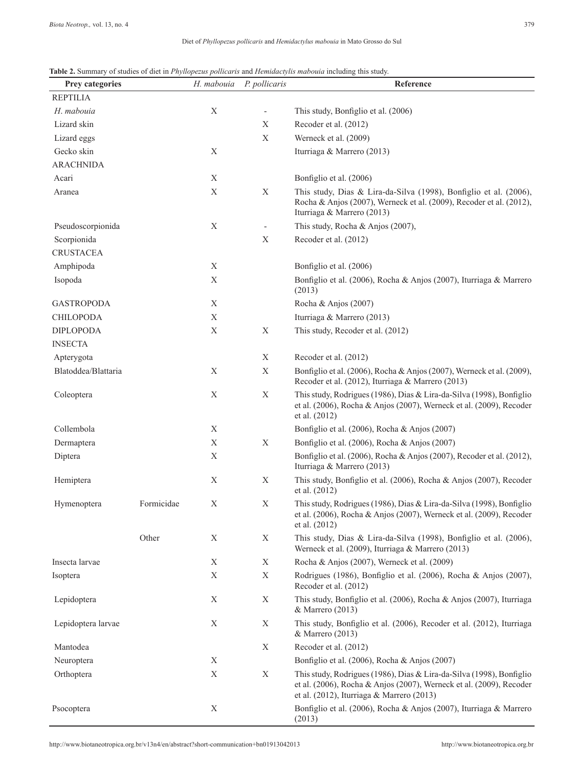**Table 2.** Summary of studies of diet in *Phyllopezus pollicaris* and *Hemidactylis mabouia* including this study.

| Prey categories | | *H. mabouia* | *P. pollicaris* | Reference |
|---|---|---|---|---|
| REPTILIA | | | | |
| *H. mabouia* | | X | - | This study, Bonfiglio et al. (2006) |
| Lizard skin | | | X | Recoder et al. (2012) |
| Lizard eggs | | | X | Werneck et al. (2009) |
| Gecko skin | | X | | Iturriaga & Marrero (2013) |
| ARACHNIDA | | | | |
| Acari | | X | | Bonfiglio et al. (2006) |
| Aranea | | X | X | This study, Dias & Lira-da-Silva (1998), Bonfiglio et al. (2006), Rocha & Anjos (2007), Werneck et al. (2009), Recoder et al. (2012), Iturriaga & Marrero (2013) |
| Pseudoscorpionida | | X | - | This study, Rocha & Anjos (2007), |
| Scorpionida | | | X | Recoder et al. (2012) |
| CRUSTACEA | | | | |
| Amphipoda | | X | | Bonfiglio et al. (2006) |
| Isopoda | | X | | Bonfiglio et al. (2006), Rocha & Anjos (2007), Iturriaga & Marrero (2013) |
| GASTROPODA | | X | | Rocha & Anjos (2007) |
| CHILOPODA | | X | | Iturriaga & Marrero (2013) |
| DIPLOPODA | | X | X | This study, Recoder et al. (2012) |
| INSECTA | | | | |
| Apterygota | | | X | Recoder et al. (2012) |
| Blatoddea/Blattaria | | X | X | Bonfiglio et al. (2006), Rocha & Anjos (2007), Werneck et al. (2009), Recoder et al. (2012), Iturriaga & Marrero (2013) |
| Coleoptera | | X | X | This study, Rodrigues (1986), Dias & Lira-da-Silva (1998), Bonfiglio et al. (2006), Rocha & Anjos (2007), Werneck et al. (2009), Recoder et al. (2012) |
| Collembola | | X | | Bonfiglio et al. (2006), Rocha & Anjos (2007) |
| Dermaptera | | X | X | Bonfiglio et al. (2006), Rocha & Anjos (2007) |
| Diptera | | X | | Bonfiglio et al. (2006), Rocha & Anjos (2007), Recoder et al. (2012), Iturriaga & Marrero (2013) |
| Hemiptera | | X | X | This study, Bonfiglio et al. (2006), Rocha & Anjos (2007), Recoder et al. (2012) |
| Hymenoptera | Formicidae | X | X | This study, Rodrigues (1986), Dias & Lira-da-Silva (1998), Bonfiglio et al. (2006), Rocha & Anjos (2007), Werneck et al. (2009), Recoder et al. (2012) |
| | Other | X | X | This study, Dias & Lira-da-Silva (1998), Bonfiglio et al. (2006), Werneck et al. (2009), Iturriaga & Marrero (2013) |
| Insecta larvae | | X | X | Rocha & Anjos (2007), Werneck et al. (2009) |
| Isoptera | | X | X | Rodrigues (1986), Bonfiglio et al. (2006), Rocha & Anjos (2007), Recoder et al. (2012) |
| Lepidoptera | | X | X | This study, Bonfiglio et al. (2006), Rocha & Anjos (2007), Iturriaga & Marrero (2013) |
| Lepidoptera larvae | | X | X | This study, Bonfiglio et al. (2006), Recoder et al. (2012), Iturriaga & Marrero (2013) |
| Mantodea | | | X | Recoder et al. (2012) |
| Neuroptera | | X | | Bonfiglio et al. (2006), Rocha & Anjos (2007) |
| Orthoptera | | X | X | This study, Rodrigues (1986), Dias & Lira-da-Silva (1998), Bonfiglio et al. (2006), Rocha & Anjos (2007), Werneck et al. (2009), Recoder et al. (2012), Iturriaga & Marrero (2013) |
| Psocoptera | | X | | Bonfiglio et al. (2006), Rocha & Anjos (2007), Iturriaga & Marrero (2013) |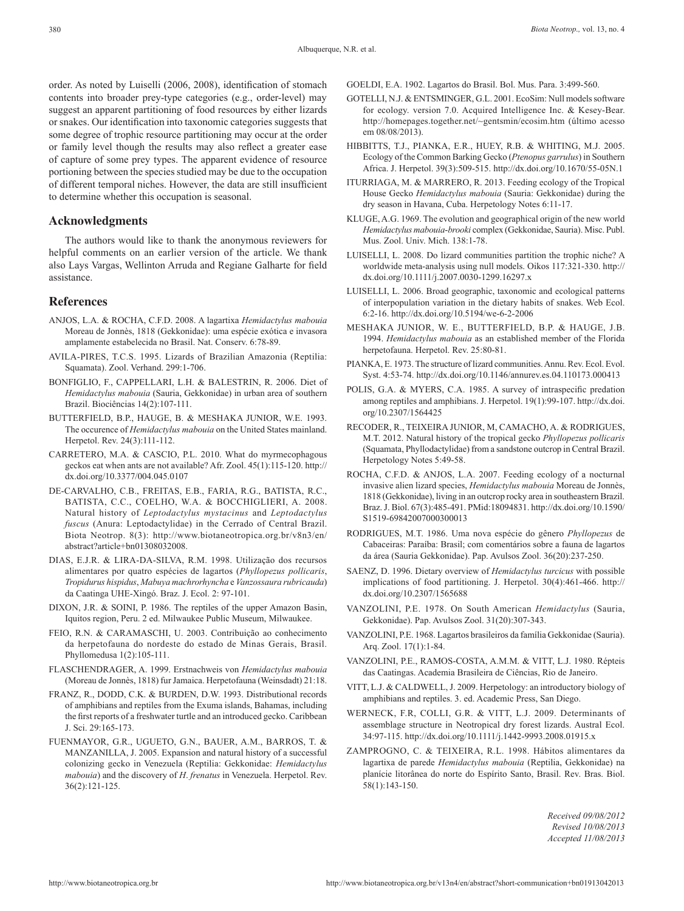order. As noted by Luiselli (2006, 2008), identification of stomach contents into broader prey-type categories (e.g., order-level) may suggest an apparent partitioning of food resources by either lizards or snakes. Our identification into taxonomic categories suggests that some degree of trophic resource partitioning may occur at the order or family level though the results may also reflect a greater ease of capture of some prey types. The apparent evidence of resource portioning between the species studied may be due to the occupation of different temporal niches. However, the data are still insufficient to determine whether this occupation is seasonal.

## Acknowledgments

The authors would like to thank the anonymous reviewers for helpful comments on an earlier version of the article. We thank also Lays Vargas, Wellinton Arruda and Regiane Galharte for field assistance.

## References

ANJOS, L.A. & ROCHA, C.F.D. 2008. A lagartixa *Hemidactylus mabouia* Moreau de Jonnès, 1818 (Gekkonidae): uma espécie exótica e invasora amplamente estabelecida no Brasil. Nat. Conserv. 6:78-89.

AVILA-PIRES, T.C.S. 1995. Lizards of Brazilian Amazonia (Reptilia: Squamata). Zool. Verhand. 299:1-706.

BONFIGLIO, F., CAPPELLARI, L.H. & BALESTRIN, R. 2006. Diet of *Hemidactylus mabouia* (Sauria, Gekkonidae) in urban area of southern Brazil. Biociências 14(2):107-111.

BUTTERFIELD, B.P., HAUGE, B. & MESHAKA JUNIOR, W.E. 1993. The occurence of *Hemidactylus mabouia* on the United States mainland. Herpetol. Rev. 24(3):111-112.

CARRETERO, M.A. & CASCIO, P.L. 2010. What do myrmecophagous geckos eat when ants are not available? Afr. Zool. 45(1):115-120. http://dx.doi.org/10.3377/004.045.0107

DE-CARVALHO, C.B., FREITAS, E.B., FARIA, R.G., BATISTA, R.C., BATISTA, C.C., COELHO, W.A. & BOCCHIGLIERI, A. 2008. Natural history of *Leptodactylus mystacinus* and *Leptodactylus fuscus* (Anura: Leptodactylidae) in the Cerrado of Central Brazil. Biota Neotrop. 8(3): http://www.biotaneotropica.org.br/v8n3/en/abstract?article+bn01308032008.

DIAS, E.J.R. & LIRA-DA-SILVA, R.M. 1998. Utilização dos recursos alimentares por quatro espécies de lagartos (*Phyllopezus pollicaris*, *Tropidurus hispidus*, *Mabuya machrorhyncha* e *Vanzossaura rubricauda*) da Caatinga UHE-Xingó. Braz. J. Ecol. 2: 97-101.

DIXON, J.R. & SOINI, P. 1986. The reptiles of the upper Amazon Basin, Iquitos region, Peru. 2 ed. Milwaukee Public Museum, Milwaukee.

FEIO, R.N. & CARAMASCHI, U. 2003. Contribuição ao conhecimento da herpetofauna do nordeste do estado de Minas Gerais, Brasil. Phyllomedusa 1(2):105-111.

FLASCHENDRAGER, A. 1999. Erstnachweis von *Hemidactylus mabouia* (Moreau de Jonnès, 1818) fur Jamaica. Herpetofauna (Weinsdadt) 21:18.

FRANZ, R., DODD, C.K. & BURDEN, D.W. 1993. Distributional records of amphibians and reptiles from the Exuma islands, Bahamas, including the first reports of a freshwater turtle and an introduced gecko. Caribbean J. Sci. 29:165-173.

FUENMAYOR, G.R., UGUETO, G.N., BAUER, A.M., BARROS, T. & MANZANILLA, J. 2005. Expansion and natural history of a successful colonizing gecko in Venezuela (Reptilia: Gekkonidae: *Hemidactylus mabouia*) and the discovery of *H. frenatus* in Venezuela. Herpetol. Rev. 36(2):121-125.

GOELDI, E.A. 1902. Lagartos do Brasil. Bol. Mus. Para. 3:499-560.

GOTELLI, N.J. & ENTSMINGER, G.L. 2001. EcoSim: Null models software for ecology. version 7.0. Acquired Intelligence Inc. & Kesey-Bear. http://homepages.together.net/~gentsmin/ecosim.htm (último acesso em 08/08/2013).

HIBBITTS, T.J., PIANKA, E.R., HUEY, R.B. & WHITING, M.J. 2005. Ecology of the Common Barking Gecko (*Ptenopus garrulus*) in Southern Africa. J. Herpetol. 39(3):509-515. http://dx.doi.org/10.1670/55-05N.1

ITURRIAGA, M. & MARRERO, R. 2013. Feeding ecology of the Tropical House Gecko *Hemidactylus mabouia* (Sauria: Gekkonidae) during the dry season in Havana, Cuba. Herpetology Notes 6:11-17.

KLUGE, A.G. 1969. The evolution and geographical origin of the new world *Hemidactylus mabouia-brooki* complex (Gekkonidae, Sauria). Misc. Publ. Mus. Zool. Univ. Mich. 138:1-78.

LUISELLI, L. 2008. Do lizard communities partition the trophic niche? A worldwide meta-analysis using null models. Oikos 117:321-330. http://dx.doi.org/10.1111/j.2007.0030-1299.16297.x

LUISELLI, L. 2006. Broad geographic, taxonomic and ecological patterns of interpopulation variation in the dietary habits of snakes. Web Ecol. 6:2-16. http://dx.doi.org/10.5194/we-6-2-2006

MESHAKA JUNIOR, W. E., BUTTERFIELD, B.P. & HAUGE, J.B. 1994. *Hemidactylus mabouia* as an established member of the Florida herpetofauna. Herpetol. Rev. 25:80-81.

PIANKA, E. 1973. The structure of lizard communities. Annu. Rev. Ecol. Evol. Syst. 4:53-74. http://dx.doi.org/10.1146/annurev.es.04.110173.000413

POLIS, G.A. & MYERS, C.A. 1985. A survey of intraspecific predation among reptiles and amphibians. J. Herpetol. 19(1):99-107. http://dx.doi.org/10.2307/1564425

RECODER, R., TEIXEIRA JUNIOR, M, CAMACHO, A. & RODRIGUES, M.T. 2012. Natural history of the tropical gecko *Phyllopezus pollicaris* (Squamata, Phyllodactylidae) from a sandstone outcrop in Central Brazil. Herpetology Notes 5:49-58.

ROCHA, C.F.D. & ANJOS, L.A. 2007. Feeding ecology of a nocturnal invasive alien lizard species, *Hemidactylus mabouia* Moreau de Jonnès, 1818 (Gekkonidae), living in an outcrop rocky area in southeastern Brazil. Braz. J. Biol. 67(3):485-491. PMid:18094831. http://dx.doi.org/10.1590/S1519-69842007000300013

RODRIGUES, M.T. 1986. Uma nova espécie do gênero *Phyllopezus* de Cabaceiras: Paraíba: Brasil; com comentários sobre a fauna de lagartos da área (Sauria Gekkonidae). Pap. Avulsos Zool. 36(20):237-250.

SAENZ, D. 1996. Dietary overview of *Hemidactylus turcicus* with possible implications of food partitioning. J. Herpetol. 30(4):461-466. http://dx.doi.org/10.2307/1565688

VANZOLINI, P.E. 1978. On South American *Hemidactylus* (Sauria, Gekkonidae). Pap. Avulsos Zool. 31(20):307-343.

VANZOLINI, P.E. 1968. Lagartos brasileiros da família Gekkonidae (Sauria). Arq. Zool. 17(1):1-84.

VANZOLINI, P.E., RAMOS-COSTA, A.M.M. & VITT, L.J. 1980. Répteis das Caatingas. Academia Brasileira de Ciências, Rio de Janeiro.

VITT, L.J. & CALDWELL, J. 2009. Herpetology: an introductory biology of amphibians and reptiles. 3. ed. Academic Press, San Diego.

WERNECK, F.R, COLLI, G.R. & VITT, L.J. 2009. Determinants of assemblage structure in Neotropical dry forest lizards. Austral Ecol. 34:97-115. http://dx.doi.org/10.1111/j.1442-9993.2008.01915.x

ZAMPROGNO, C. & TEIXEIRA, R.L. 1998. Hábitos alimentares da lagartixa de parede *Hemidactylus mabouia* (Reptilia, Gekkonidae) na planície litorânea do norte do Espírito Santo, Brasil. Rev. Bras. Biol. 58(1):143-150.

*Received 09/08/2012*
*Revised 10/08/2013*
*Accepted 11/08/2013*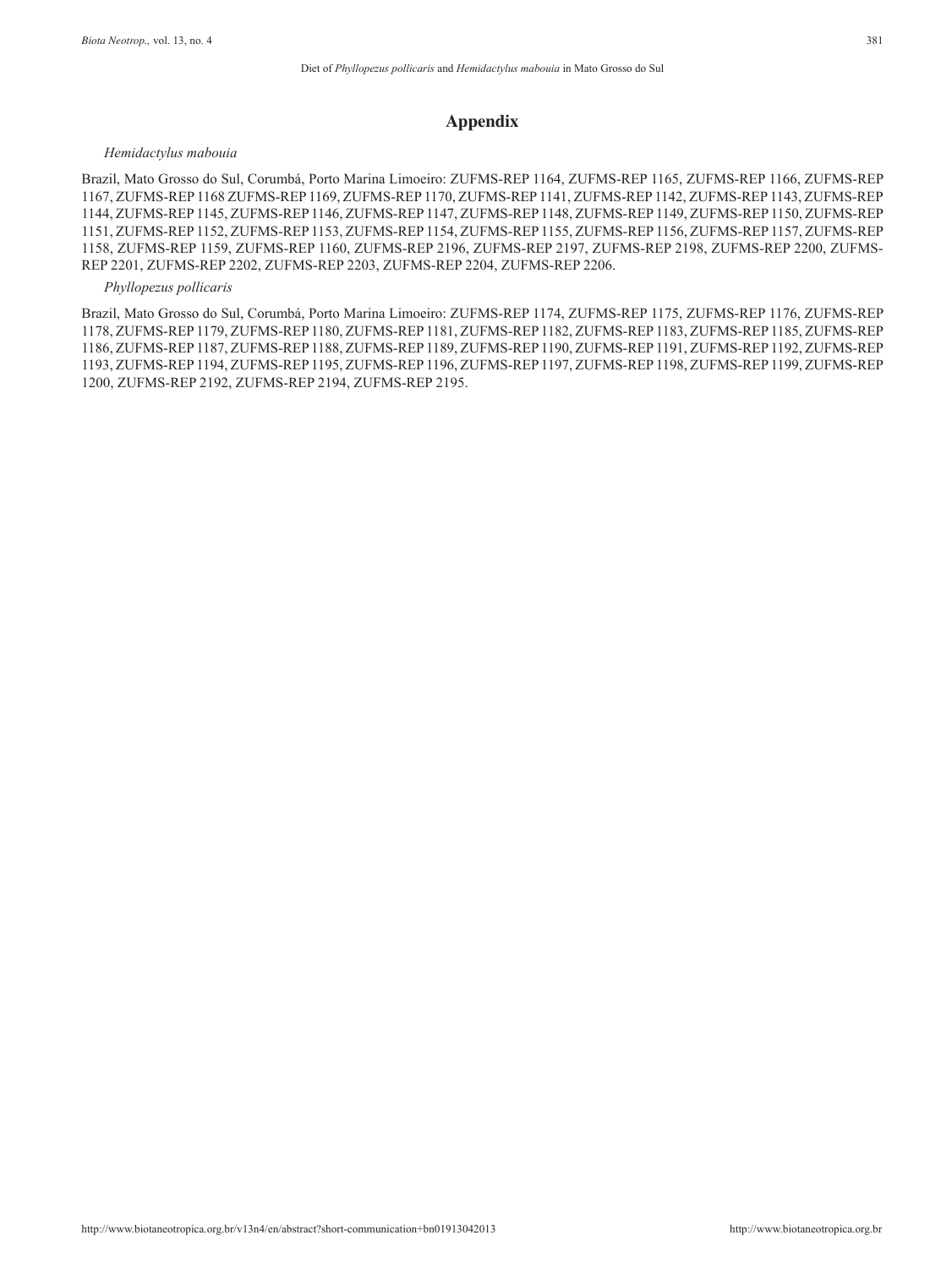## Appendix

*Hemidactylus mabouia*

Brazil, Mato Grosso do Sul, Corumbá, Porto Marina Limoeiro: ZUFMS-REP 1164, ZUFMS-REP 1165, ZUFMS-REP 1166, ZUFMS-REP 1167, ZUFMS-REP 1168 ZUFMS-REP 1169, ZUFMS-REP 1170, ZUFMS-REP 1141, ZUFMS-REP 1142, ZUFMS-REP 1143, ZUFMS-REP 1144, ZUFMS-REP 1145, ZUFMS-REP 1146, ZUFMS-REP 1147, ZUFMS-REP 1148, ZUFMS-REP 1149, ZUFMS-REP 1150, ZUFMS-REP 1151, ZUFMS-REP 1152, ZUFMS-REP 1153, ZUFMS-REP 1154, ZUFMS-REP 1155, ZUFMS-REP 1156, ZUFMS-REP 1157, ZUFMS-REP 1158, ZUFMS-REP 1159, ZUFMS-REP 1160, ZUFMS-REP 2196, ZUFMS-REP 2197, ZUFMS-REP 2198, ZUFMS-REP 2200, ZUFMS-REP 2201, ZUFMS-REP 2202, ZUFMS-REP 2203, ZUFMS-REP 2204, ZUFMS-REP 2206.

*Phyllopezus pollicaris*

Brazil, Mato Grosso do Sul, Corumbá, Porto Marina Limoeiro: ZUFMS-REP 1174, ZUFMS-REP 1175, ZUFMS-REP 1176, ZUFMS-REP 1178, ZUFMS-REP 1179, ZUFMS-REP 1180, ZUFMS-REP 1181, ZUFMS-REP 1182, ZUFMS-REP 1183, ZUFMS-REP 1185, ZUFMS-REP 1186, ZUFMS-REP 1187, ZUFMS-REP 1188, ZUFMS-REP 1189, ZUFMS-REP 1190, ZUFMS-REP 1191, ZUFMS-REP 1192, ZUFMS-REP 1193, ZUFMS-REP 1194, ZUFMS-REP 1195, ZUFMS-REP 1196, ZUFMS-REP 1197, ZUFMS-REP 1198, ZUFMS-REP 1199, ZUFMS-REP 1200, ZUFMS-REP 2192, ZUFMS-REP 2194, ZUFMS-REP 2195.